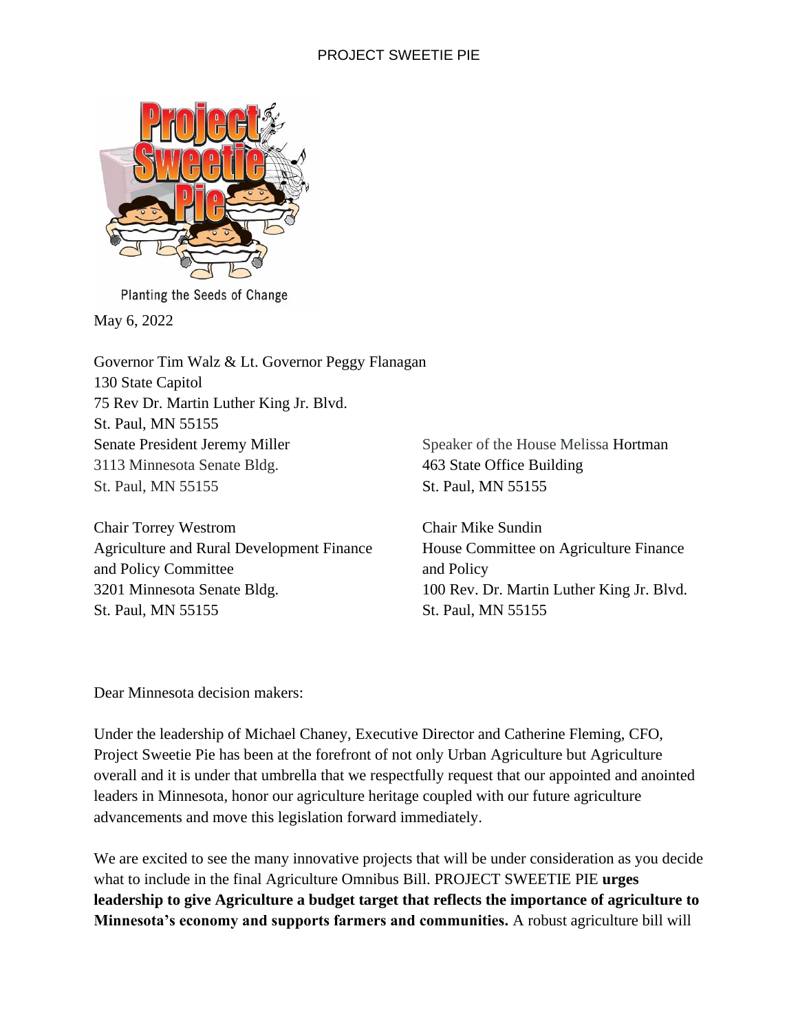Planting the Seeds of Change

May 6, 2022

Governor Tim Walz & Lt. Governor Peggy Flanagan
130 State Capitol
75 Rev Dr. Martin Luther King Jr. Blvd.
St. Paul, MN 55155

Senate President Jeremy Miller
3113 Minnesota Senate Bldg.
St. Paul, MN 55155

Speaker of the House Melissa Hortman
463 State Office Building
St. Paul, MN 55155

Chair Torrey Westrom
Agriculture and Rural Development Finance and Policy Committee
3201 Minnesota Senate Bldg.
St. Paul, MN 55155

Chair Mike Sundin
House Committee on Agriculture Finance and Policy
100 Rev. Dr. Martin Luther King Jr. Blvd.
St. Paul, MN 55155

Dear Minnesota decision makers:

Under the leadership of Michael Chaney, Executive Director and Catherine Fleming, CFO, Project Sweetie Pie has been at the forefront of not only Urban Agriculture but Agriculture overall and it is under that umbrella that we respectfully request that our appointed and anointed leaders in Minnesota, honor our agriculture heritage coupled with our future agriculture advancements and move this legislation forward immediately.

We are excited to see the many innovative projects that will be under consideration as you decide what to include in the final Agriculture Omnibus Bill. PROJECT SWEETIE PIE **urges leadership to give Agriculture a budget target that reflects the importance of agriculture to Minnesota's economy and supports farmers and communities.** A robust agriculture bill will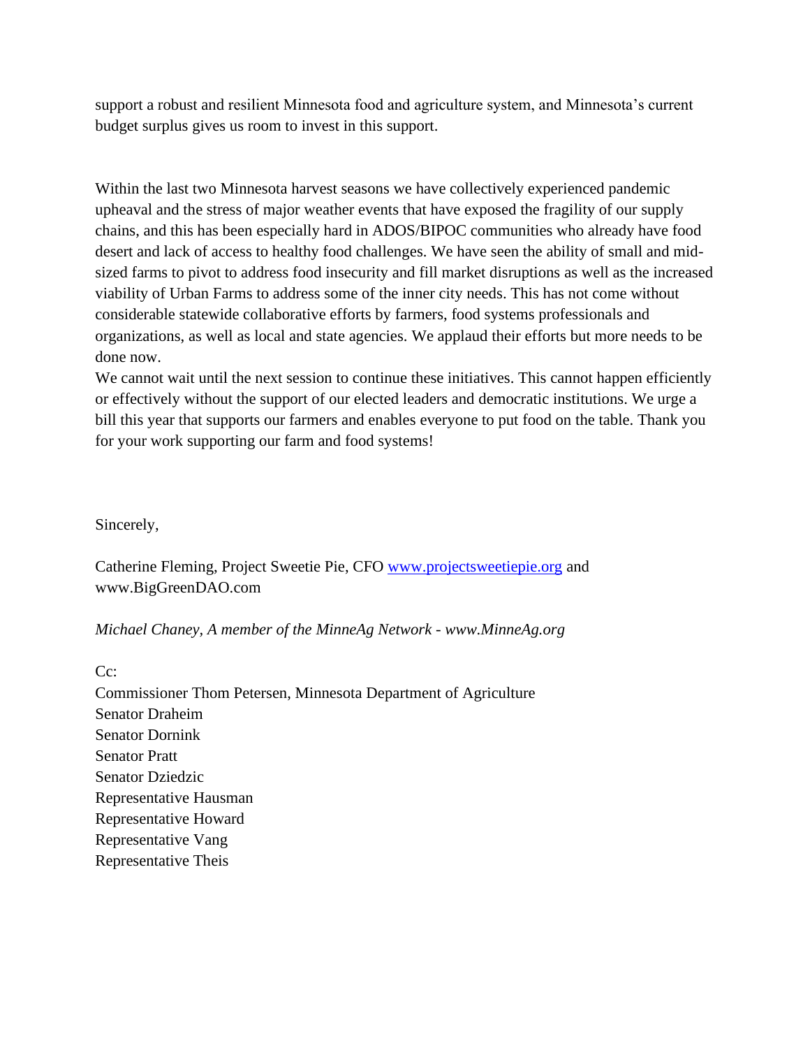support a robust and resilient Minnesota food and agriculture system, and Minnesota's current budget surplus gives us room to invest in this support.

Within the last two Minnesota harvest seasons we have collectively experienced pandemic upheaval and the stress of major weather events that have exposed the fragility of our supply chains, and this has been especially hard in ADOS/BIPOC communities who already have food desert and lack of access to healthy food challenges. We have seen the ability of small and mid-sized farms to pivot to address food insecurity and fill market disruptions as well as the increased viability of Urban Farms to address some of the inner city needs. This has not come without considerable statewide collaborative efforts by farmers, food systems professionals and organizations, as well as local and state agencies. We applaud their efforts but more needs to be done now.

We cannot wait until the next session to continue these initiatives. This cannot happen efficiently or effectively without the support of our elected leaders and democratic institutions. We urge a bill this year that supports our farmers and enables everyone to put food on the table. Thank you for your work supporting our farm and food systems!

Sincerely,

Catherine Fleming, Project Sweetie Pie, CFO www.projectsweetiepie.org and www.BigGreenDAO.com

*Michael Chaney, A member of the MinneAg Network - www.MinneAg.org*

Cc:
Commissioner Thom Petersen, Minnesota Department of Agriculture
Senator Draheim
Senator Dornink
Senator Pratt
Senator Dziedzic
Representative Hausman
Representative Howard
Representative Vang
Representative Theis